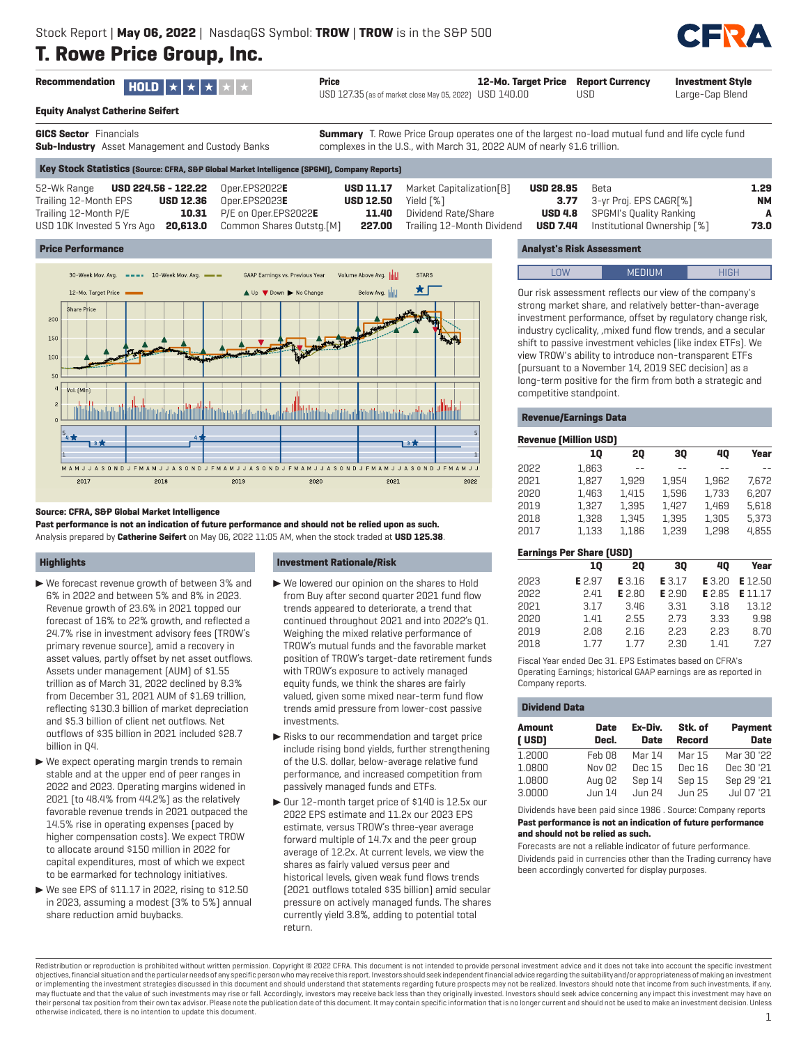Stock Report | **May 06, 2022** | NasdaqGS Symbol: **TROW** | **TROW** is in the S&P 500

# T. Rowe Price Group, Inc.

| Recommendation | Price | 12-Mo. Target Price | Report Currency | Investment Style |
|---|---|---|---|---|
| HOLD ★★★★★ | USD 127.35 (as of market close May 05, 2022) | USD 140.00 | USD | Large-Cap Blend |

**Equity Analyst Catherine Seifert**

**GICS Sector** Financials
**Sub-Industry** Asset Management and Custody Banks

**Summary** T. Rowe Price Group operates one of the largest no-load mutual fund and life cycle fund complexes in the U.S., with March 31, 2022 AUM of nearly $1.6 trillion.

## Key Stock Statistics (Source: CFRA, S&P Global Market Intelligence (SPGMI), Company Reports)

| | | | | | | | |
|---|---|---|---|---|---|---|---|
| 52-Wk Range | USD 224.56 - 122.22 | Oper.EPS2022E | USD 11.17 | Market Capitalization[B] | USD 28.95 | Beta | 1.29 |
| Trailing 12-Month EPS | USD 12.36 | Oper.EPS2023E | USD 12.50 | Yield [%] | 3.77 | 3-yr Proj. EPS CAGR[%] | NM |
| Trailing 12-Month P/E | 10.31 | P/E on Oper.EPS2022E | 11.40 | Dividend Rate/Share | USD 4.8 | SPGMI's Quality Ranking | A |
| USD 10K Invested 5 Yrs Ago | 20,613.0 | Common Shares Outstg.[M] | 227.00 | Trailing 12-Month Dividend | USD 7.44 | Institutional Ownership [%] | 73.0 |

## Price Performance

**Source: CFRA, S&P Global Market Intelligence**

**Past performance is not an indication of future performance and should not be relied upon as such.**

Analysis prepared by **Catherine Seifert** on May 06, 2022 11:05 AM, when the stock traded at **USD 125.38**.

## Highlights

- We forecast revenue growth of between 3% and 6% in 2022 and between 5% and 8% in 2023. Revenue growth of 23.6% in 2021 topped our forecast of 16% to 22% growth, and reflected a 24.7% rise in investment advisory fees (TROW's primary revenue source), amid a recovery in asset values, partly offset by net asset outflows. Assets under management (AUM) of $1.55 trillion as of March 31, 2022 declined by 8.3% from December 31, 2021 AUM of $1.69 trillion, reflecting $130.3 billion of market depreciation and $5.3 billion of client net outflows. Net outflows of $35 billion in 2021 included $28.7 billion in Q4.
- We expect operating margin trends to remain stable and at the upper end of peer ranges in 2022 and 2023. Operating margins widened in 2021 (to 48.4% from 44.2%) as the relatively favorable revenue trends in 2021 outpaced the 14.5% rise in operating expenses (paced by higher compensation costs). We expect TROW to allocate around $150 million in 2022 for capital expenditures, most of which we expect to be earmarked for technology initiatives.
- We see EPS of $11.17 in 2022, rising to $12.50 in 2023, assuming a modest (3% to 5%) annual share reduction amid buybacks.

## Investment Rationale/Risk

- We lowered our opinion on the shares to Hold from Buy after second quarter 2021 fund flow trends appeared to deteriorate, a trend that continued throughout 2021 and into 2022's Q1. Weighing the mixed relative performance of TROW's mutual funds and the favorable market position of TROW's target-date retirement funds with TROW's exposure to actively managed equity funds, we think the shares are fairly valued, given some mixed near-term fund flow trends amid pressure from lower-cost passive investments.
- Risks to our recommendation and target price include rising bond yields, further strengthening of the U.S. dollar, below-average relative fund performance, and increased competition from passively managed funds and ETFs.
- Our 12-month target price of $140 is 12.5x our 2022 EPS estimate and 11.2x our 2023 EPS estimate, versus TROW's three-year average forward multiple of 14.7x and the peer group average of 12.2x. At current levels, we view the shares as fairly valued versus peer and historical levels, given weak fund flows trends (2021 outflows totaled $35 billion) amid secular pressure on actively managed funds. The shares currently yield 3.8%, adding to potential total return.

## Analyst's Risk Assessment

LOW | **MEDIUM** | HIGH

Our risk assessment reflects our view of the company's strong market share, and relatively better-than-average investment performance, offset by regulatory change risk, industry cyclicality, ,mixed fund flow trends, and a secular shift to passive investment vehicles (like index ETFs). We view TROW's ability to introduce non-transparent ETFs (pursuant to a November 14, 2019 SEC decision) as a long-term positive for the firm from both a strategic and competitive standpoint.

## Revenue/Earnings Data

**Revenue (Million USD)**

| | 1Q | 2Q | 3Q | 4Q | Year |
|---|---|---|---|---|---|
| 2022 | 1,863 | -- | -- | -- | -- |
| 2021 | 1,827 | 1,929 | 1,954 | 1,962 | 7,672 |
| 2020 | 1,463 | 1,415 | 1,596 | 1,733 | 6,207 |
| 2019 | 1,327 | 1,395 | 1,427 | 1,469 | 5,618 |
| 2018 | 1,328 | 1,345 | 1,395 | 1,305 | 5,373 |
| 2017 | 1,133 | 1,186 | 1,239 | 1,298 | 4,855 |

**Earnings Per Share (USD)**

| | 1Q | 2Q | 3Q | 4Q | Year |
|---|---|---|---|---|---|
| 2023 | E 2.97 | E 3.16 | E 3.17 | E 3.20 | E 12.50 |
| 2022 | 2.41 | E 2.80 | E 2.90 | E 2.85 | E 11.17 |
| 2021 | 3.17 | 3.46 | 3.31 | 3.18 | 13.12 |
| 2020 | 1.41 | 2.55 | 2.73 | 3.33 | 9.98 |
| 2019 | 2.08 | 2.16 | 2.23 | 2.23 | 8.70 |
| 2018 | 1.77 | 1.77 | 2.30 | 1.41 | 7.27 |

Fiscal Year ended Dec 31. EPS Estimates based on CFRA's Operating Earnings; historical GAAP earnings are as reported in Company reports.

## Dividend Data

| Amount (USD) | Date Decl. | Ex-Div. Date | Stk. of Record | Payment Date |
|---|---|---|---|---|
| 1.2000 | Feb 08 | Mar 14 | Mar 15 | Mar 30 '22 |
| 1.0800 | Nov 02 | Dec 15 | Dec 16 | Dec 30 '21 |
| 1.0800 | Aug 02 | Sep 14 | Sep 15 | Sep 29 '21 |
| 3.0000 | Jun 14 | Jun 24 | Jun 25 | Jul 07 '21 |

Dividends have been paid since 1986 . Source: Company reports

**Past performance is not an indication of future performance and should not be relied as such.**

Forecasts are not a reliable indicator of future performance.

Dividends paid in currencies other than the Trading currency have been accordingly converted for display purposes.

Redistribution or reproduction is prohibited without written permission. Copyright © 2022 CFRA. This document is not intended to provide personal investment advice and it does not take into account the specific investment objectives, financial situation and the particular needs of any specific person who may receive this report. Investors should seek independent financial advice regarding the suitability and/or appropriateness of making an investment or implementing the investment strategies discussed in this document and should understand that statements regarding future prospects may not be realized. Investors should note that income from such investments, if any, may fluctuate and that the value of such investments may rise or fall. Accordingly, investors may receive back less than they originally invested. Investors should seek advice concerning any impact this investment may have on their personal tax position from their own tax advisor. Please note the publication date of this document. It may contain specific information that is no longer current and should not be used to make an investment decision. Unless otherwise indicated, there is no intention to update this document.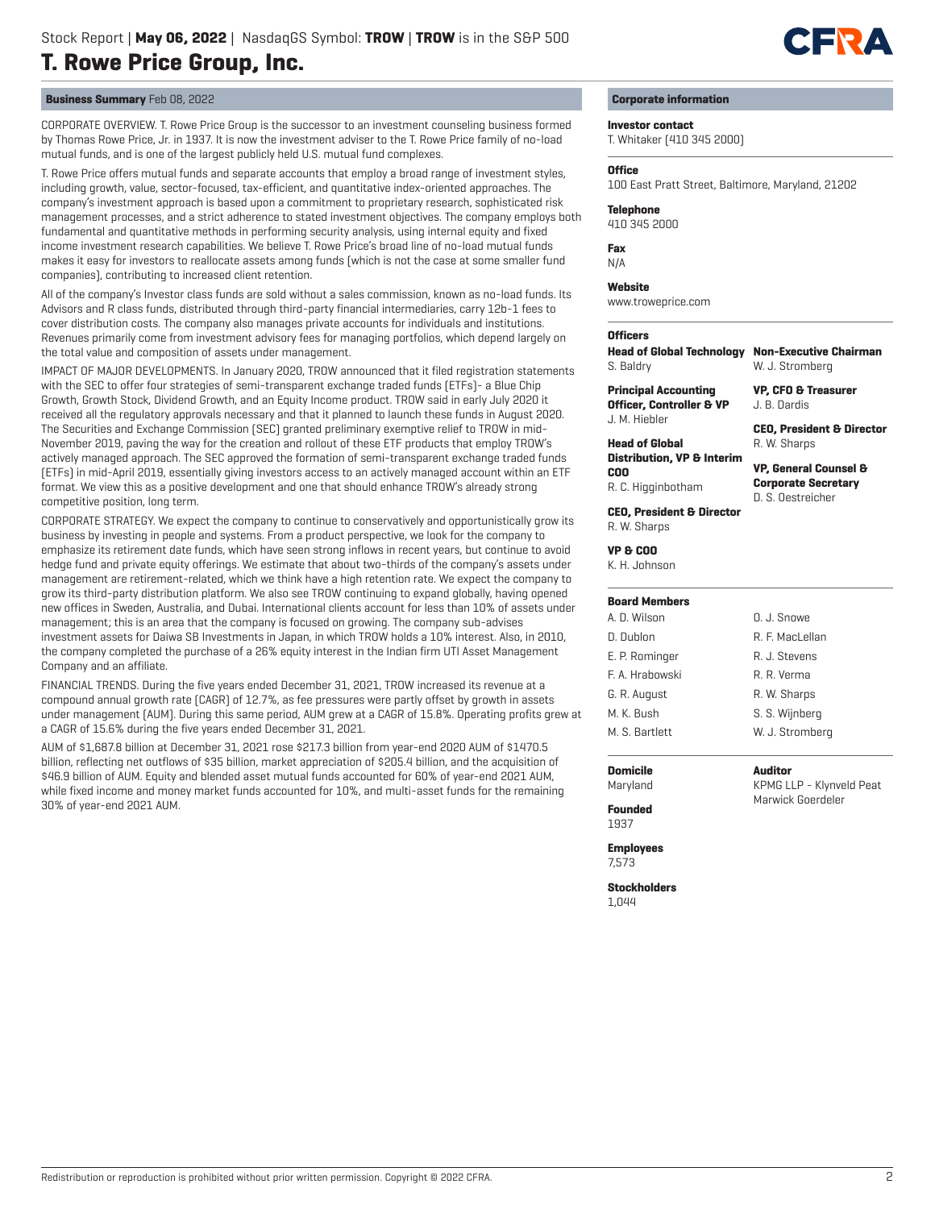# T. Rowe Price Group, Inc.

Stock Report | **May 06, 2022** | NasdaqGS Symbol: **TROW** | **TROW** is in the S&P 500

## Business Summary Feb 08, 2022

CORPORATE OVERVIEW. T. Rowe Price Group is the successor to an investment counseling business formed by Thomas Rowe Price, Jr. in 1937. It is now the investment adviser to the T. Rowe Price family of no-load mutual funds, and is one of the largest publicly held U.S. mutual fund complexes.

T. Rowe Price offers mutual funds and separate accounts that employ a broad range of investment styles, including growth, value, sector-focused, tax-efficient, and quantitative index-oriented approaches. The company's investment approach is based upon a commitment to proprietary research, sophisticated risk management processes, and a strict adherence to stated investment objectives. The company employs both fundamental and quantitative methods in performing security analysis, using internal equity and fixed income investment research capabilities. We believe T. Rowe Price's broad line of no-load mutual funds makes it easy for investors to reallocate assets among funds (which is not the case at some smaller fund companies), contributing to increased client retention.

All of the company's Investor class funds are sold without a sales commission, known as no-load funds. Its Advisors and R class funds, distributed through third-party financial intermediaries, carry 12b-1 fees to cover distribution costs. The company also manages private accounts for individuals and institutions. Revenues primarily come from investment advisory fees for managing portfolios, which depend largely on the total value and composition of assets under management.

IMPACT OF MAJOR DEVELOPMENTS. In January 2020, TROW announced that it filed registration statements with the SEC to offer four strategies of semi-transparent exchange traded funds (ETFs)- a Blue Chip Growth, Growth Stock, Dividend Growth, and an Equity Income product. TROW said in early July 2020 it received all the regulatory approvals necessary and that it planned to launch these funds in August 2020. The Securities and Exchange Commission (SEC) granted preliminary exemptive relief to TROW in mid-November 2019, paving the way for the creation and rollout of these ETF products that employ TROW's actively managed approach. The SEC approved the formation of semi-transparent exchange traded funds (ETFs) in mid-April 2019, essentially giving investors access to an actively managed account within an ETF format. We view this as a positive development and one that should enhance TROW's already strong competitive position, long term.

CORPORATE STRATEGY. We expect the company to continue to conservatively and opportunistically grow its business by investing in people and systems. From a product perspective, we look for the company to emphasize its retirement date funds, which have seen strong inflows in recent years, but continue to avoid hedge fund and private equity offerings. We estimate that about two-thirds of the company's assets under management are retirement-related, which we think have a high retention rate. We expect the company to grow its third-party distribution platform. We also see TROW continuing to expand globally, having opened new offices in Sweden, Australia, and Dubai. International clients account for less than 10% of assets under management; this is an area that the company is focused on growing. The company sub-advises investment assets for Daiwa SB Investments in Japan, in which TROW holds a 10% interest. Also, in 2010, the company completed the purchase of a 26% equity interest in the Indian firm UTI Asset Management Company and an affiliate.

FINANCIAL TRENDS. During the five years ended December 31, 2021, TROW increased its revenue at a compound annual growth rate (CAGR) of 12.7%, as fee pressures were partly offset by growth in assets under management (AUM). During this same period, AUM grew at a CAGR of 15.8%. Operating profits grew at a CAGR of 15.6% during the five years ended December 31, 2021.

AUM of $1,687.8 billion at December 31, 2021 rose $217.3 billion from year-end 2020 AUM of $1470.5 billion, reflecting net outflows of $35 billion, market appreciation of $205.4 billion, and the acquisition of $46.9 billion of AUM. Equity and blended asset mutual funds accounted for 60% of year-end 2021 AUM, while fixed income and money market funds accounted for 10%, and multi-asset funds for the remaining 30% of year-end 2021 AUM.

## Corporate information

**Investor contact**
T. Whitaker (410 345 2000)

**Office**
100 East Pratt Street, Baltimore, Maryland, 21202

**Telephone**
410 345 2000

**Fax**
N/A

**Website**
www.troweprice.com

**Officers**

**Head of Global Technology**
S. Baldry

**Non-Executive Chairman**
W. J. Stromberg

**Principal Accounting Officer, Controller & VP**
J. M. Hiebler

**VP, CFO & Treasurer**
J. B. Dardis

**CEO, President & Director**
R. W. Sharps

**Head of Global Distribution, VP & Interim COO**
R. C. Higginbotham

**VP, General Counsel & Corporate Secretary**
D. S. Oestreicher

**CEO, President & Director**
R. W. Sharps

**VP & COO**
K. H. Johnson

**Board Members**

- A. D. Wilson
- D. Dublon
- E. P. Rominger
- F. A. Hrabowski
- G. R. August
- M. K. Bush
- M. S. Bartlett
- O. J. Snowe
- R. F. MacLellan
- R. J. Stevens
- R. R. Verma
- R. W. Sharps
- S. S. Wijnberg
- W. J. Stromberg

**Domicile**
Maryland

**Auditor**
KPMG LLP - Klynveld Peat Marwick Goerdeler

**Founded**
1937

**Employees**
7,573

**Stockholders**
1,044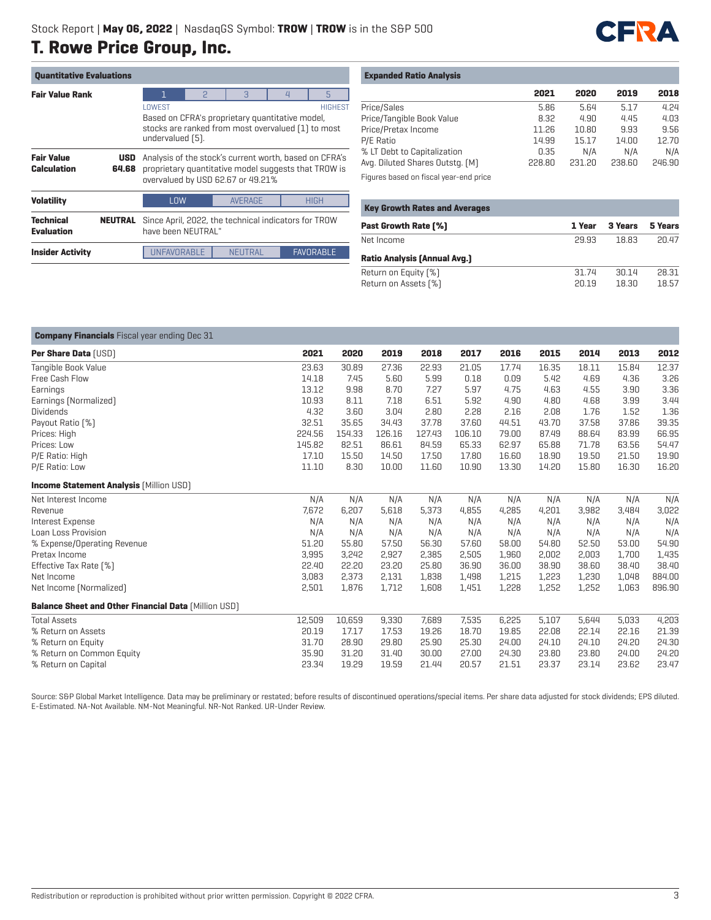Stock Report | **May 06, 2022** | NasdaqGS Symbol: **TROW** | **TROW** is in the S&P 500

# T. Rowe Price Group, Inc.

## Quantitative Evaluations

| | | |
|---|---|---|
| **Fair Value Rank** | | 1 (LOWEST) · 2 · 3 · 4 · 5 (HIGHEST). Based on CFRA's proprietary quantitative model, stocks are ranked from most overvalued (1) to most undervalued (5). |
| **Fair Value Calculation** | **USD 64.68** | Analysis of the stock's current worth, based on CFRA's proprietary quantitative model suggests that TROW is overvalued by USD 62.67 or 49.21% |
| **Volatility** | | LOW · AVERAGE · HIGH |
| **Technical Evaluation** | **NEUTRAL** | Since April, 2022, the technical indicators for TROW have been NEUTRAL" |
| **Insider Activity** | | UNFAVORABLE · NEUTRAL · FAVORABLE |

## Expanded Ratio Analysis

| | 2021 | 2020 | 2019 | 2018 |
|---|---|---|---|---|
| Price/Sales | 5.86 | 5.64 | 5.17 | 4.24 |
| Price/Tangible Book Value | 8.32 | 4.90 | 4.45 | 4.03 |
| Price/Pretax Income | 11.26 | 10.80 | 9.93 | 9.56 |
| P/E Ratio | 14.99 | 15.17 | 14.00 | 12.70 |
| % LT Debt to Capitalization | 0.35 | N/A | N/A | N/A |
| Avg. Diluted Shares Outstg. (M) | 228.80 | 231.20 | 238.60 | 246.90 |

Figures based on fiscal year-end price

## Key Growth Rates and Averages

| **Past Growth Rate (%)** | **1 Year** | **3 Years** | **5 Years** |
|---|---|---|---|
| Net Income | 29.93 | 18.83 | 20.47 |
| **Ratio Analysis (Annual Avg.)** | | | |
| Return on Equity (%) | 31.74 | 30.14 | 28.31 |
| Return on Assets (%) | 20.19 | 18.30 | 18.57 |

## Company Financials Fiscal year ending Dec 31

| **Per Share Data** (USD) | 2021 | 2020 | 2019 | 2018 | 2017 | 2016 | 2015 | 2014 | 2013 | 2012 |
|---|---|---|---|---|---|---|---|---|---|---|
| Tangible Book Value | 23.63 | 30.89 | 27.36 | 22.93 | 21.05 | 17.74 | 16.35 | 18.11 | 15.84 | 12.37 |
| Free Cash Flow | 14.18 | 7.45 | 5.60 | 5.99 | 0.18 | 0.09 | 5.42 | 4.69 | 4.36 | 3.26 |
| Earnings | 13.12 | 9.98 | 8.70 | 7.27 | 5.97 | 4.75 | 4.63 | 4.55 | 3.90 | 3.36 |
| Earnings (Normalized) | 10.93 | 8.11 | 7.18 | 6.51 | 5.92 | 4.90 | 4.80 | 4.68 | 3.99 | 3.44 |
| Dividends | 4.32 | 3.60 | 3.04 | 2.80 | 2.28 | 2.16 | 2.08 | 1.76 | 1.52 | 1.36 |
| Payout Ratio (%) | 32.51 | 35.65 | 34.43 | 37.78 | 37.60 | 44.51 | 43.70 | 37.58 | 37.86 | 39.35 |
| Prices: High | 224.56 | 154.33 | 126.16 | 127.43 | 106.10 | 79.00 | 87.49 | 88.64 | 83.99 | 66.95 |
| Prices: Low | 145.82 | 82.51 | 86.61 | 84.59 | 65.33 | 62.97 | 65.88 | 71.78 | 63.56 | 54.47 |
| P/E Ratio: High | 17.10 | 15.50 | 14.50 | 17.50 | 17.80 | 16.60 | 18.90 | 19.50 | 21.50 | 19.90 |
| P/E Ratio: Low | 11.10 | 8.30 | 10.00 | 11.60 | 10.90 | 13.30 | 14.20 | 15.80 | 16.30 | 16.20 |
| **Income Statement Analysis** (Million USD) | | | | | | | | | | |
| Net Interest Income | N/A | N/A | N/A | N/A | N/A | N/A | N/A | N/A | N/A | N/A |
| Revenue | 7,672 | 6,207 | 5,618 | 5,373 | 4,855 | 4,285 | 4,201 | 3,982 | 3,484 | 3,022 |
| Interest Expense | N/A | N/A | N/A | N/A | N/A | N/A | N/A | N/A | N/A | N/A |
| Loan Loss Provision | N/A | N/A | N/A | N/A | N/A | N/A | N/A | N/A | N/A | N/A |
| % Expense/Operating Revenue | 51.20 | 55.80 | 57.50 | 56.30 | 57.60 | 58.00 | 54.80 | 52.50 | 53.00 | 54.90 |
| Pretax Income | 3,995 | 3,242 | 2,927 | 2,385 | 2,505 | 1,960 | 2,002 | 2,003 | 1,700 | 1,435 |
| Effective Tax Rate (%) | 22.40 | 22.20 | 23.20 | 25.80 | 36.90 | 36.00 | 38.90 | 38.60 | 38.40 | 38.40 |
| Net Income | 3,083 | 2,373 | 2,131 | 1,838 | 1,498 | 1,215 | 1,223 | 1,230 | 1,048 | 884.00 |
| Net Income (Normalized) | 2,501 | 1,876 | 1,712 | 1,608 | 1,451 | 1,228 | 1,252 | 1,252 | 1,063 | 896.90 |
| **Balance Sheet and Other Financial Data** (Million USD) | | | | | | | | | | |
| Total Assets | 12,509 | 10,659 | 9,330 | 7,689 | 7,535 | 6,225 | 5,107 | 5,644 | 5,033 | 4,203 |
| % Return on Assets | 20.19 | 17.17 | 17.53 | 19.26 | 18.70 | 19.85 | 22.08 | 22.14 | 22.16 | 21.39 |
| % Return on Equity | 31.70 | 28.90 | 29.80 | 25.90 | 25.30 | 24.00 | 24.10 | 24.10 | 24.20 | 24.30 |
| % Return on Common Equity | 35.90 | 31.20 | 31.40 | 30.00 | 27.00 | 24.30 | 23.80 | 23.80 | 24.00 | 24.20 |
| % Return on Capital | 23.34 | 19.29 | 19.59 | 21.44 | 20.57 | 21.51 | 23.37 | 23.14 | 23.62 | 23.47 |

Source: S&P Global Market Intelligence. Data may be preliminary or restated; before results of discontinued operations/special items. Per share data adjusted for stock dividends; EPS diluted. E-Estimated. NA-Not Available. NM-Not Meaningful. NR-Not Ranked. UR-Under Review.

Redistribution or reproduction is prohibited without prior written permission. Copyright © 2022 CFRA.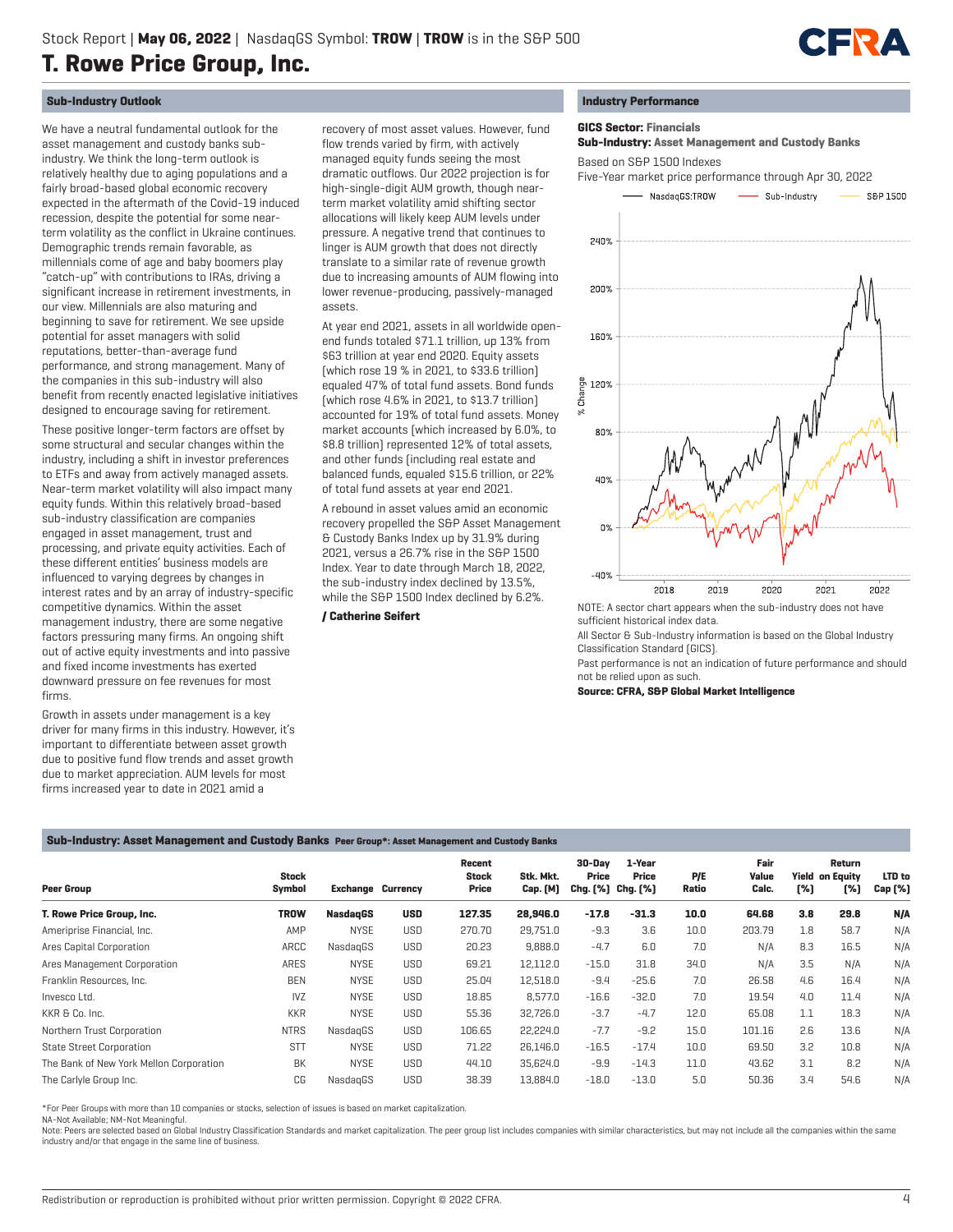# T. Rowe Price Group, Inc.

## Sub-Industry Outlook

We have a neutral fundamental outlook for the asset management and custody banks sub-industry. We think the long-term outlook is relatively healthy due to aging populations and a fairly broad-based global economic recovery expected in the aftermath of the Covid-19 induced recession, despite the potential for some near-term volatility as the conflict in Ukraine continues. Demographic trends remain favorable, as millennials come of age and baby boomers play "catch-up" with contributions to IRAs, driving a significant increase in retirement investments, in our view. Millennials are also maturing and beginning to save for retirement. We see upside potential for asset managers with solid reputations, better-than-average fund performance, and strong management. Many of the companies in this sub-industry will also benefit from recently enacted legislative initiatives designed to encourage saving for retirement.

These positive longer-term factors are offset by some structural and secular changes within the industry, including a shift in investor preferences to ETFs and away from actively managed assets. Near-term market volatility will also impact many equity funds. Within this relatively broad-based sub-industry classification are companies engaged in asset management, trust and processing, and private equity activities. Each of these different entities' business models are influenced to varying degrees by changes in interest rates and by an array of industry-specific competitive dynamics. Within the asset management industry, there are some negative factors pressuring many firms. An ongoing shift out of active equity investments and into passive and fixed income investments has exerted downward pressure on fee revenues for most firms.

Growth in assets under management is a key driver for many firms in this industry. However, it's important to differentiate between asset growth due to positive fund flow trends and asset growth due to market appreciation. AUM levels for most firms increased year to date in 2021 amid a recovery of most asset values. However, fund flow trends varied by firm, with actively managed equity funds seeing the most dramatic outflows. Our 2022 projection is for high-single-digit AUM growth, though near-term market volatility amid shifting sector allocations will likely keep AUM levels under pressure. A negative trend that continues to linger is AUM growth that does not directly translate to a similar rate of revenue growth due to increasing amounts of AUM flowing into lower revenue-producing, passively-managed assets.

At year end 2021, assets in all worldwide open-end funds totaled $71.1 trillion, up 13% from $63 trillion at year end 2020. Equity assets (which rose 19 % in 2021, to $33.6 trillion) equaled 47% of total fund assets. Bond funds (which rose 4.6% in 2021, to $13.7 trillion) accounted for 19% of total fund assets. Money market accounts (which increased by 6.0%, to $8.8 trillion) represented 12% of total assets, and other funds (including real estate and balanced funds, equaled $15.6 trillion, or 22% of total fund assets at year end 2021.

A rebound in asset values amid an economic recovery propelled the S&P Asset Management & Custody Banks Index up by 31.9% during 2021, versus a 26.7% rise in the S&P 1500 Index. Year to date through March 18, 2022, the sub-industry index declined by 13.5%, while the S&P 1500 Index declined by 6.2%.

**/ Catherine Seifert**

## Industry Performance

**GICS Sector:** Financials
**Sub-Industry:** Asset Management and Custody Banks

Based on S&P 1500 Indexes

Five-Year market price performance through Apr 30, 2022

NOTE: A sector chart appears when the sub-industry does not have sufficient historical index data.

All Sector & Sub-Industry information is based on the Global Industry Classification Standard (GICS).

Past performance is not an indication of future performance and should not be relied upon as such.

**Source: CFRA, S&P Global Market Intelligence**

## Sub-Industry: Asset Management and Custody Banks Peer Group*: Asset Management and Custody Banks

| Peer Group | Stock Symbol | Exchange | Currency | Recent Stock Price | Stk. Mkt. Cap. (M) | 30-Day Price Chg. (%) | 1-Year Price Chg. (%) | P/E Ratio | Fair Value Calc. | Yield (%) | Return on Equity (%) | LTD to Cap (%) |
|---|---|---|---|---|---|---|---|---|---|---|---|---|
| **T. Rowe Price Group, Inc.** | **TROW** | **NasdaqGS** | **USD** | **127.35** | **28,946.0** | **-17.8** | **-31.3** | **10.0** | **64.68** | **3.8** | **29.8** | **N/A** |
| Ameriprise Financial, Inc. | AMP | NYSE | USD | 270.70 | 29,751.0 | -9.3 | 3.6 | 10.0 | 203.79 | 1.8 | 58.7 | N/A |
| Ares Capital Corporation | ARCC | NasdaqGS | USD | 20.23 | 9,888.0 | -4.7 | 6.0 | 7.0 | N/A | 8.3 | 16.5 | N/A |
| Ares Management Corporation | ARES | NYSE | USD | 69.21 | 12,112.0 | -15.0 | 31.8 | 34.0 | N/A | 3.5 | N/A | N/A |
| Franklin Resources, Inc. | BEN | NYSE | USD | 25.04 | 12,518.0 | -9.4 | -25.6 | 7.0 | 26.58 | 4.6 | 16.4 | N/A |
| Invesco Ltd. | IVZ | NYSE | USD | 18.85 | 8,577.0 | -16.6 | -32.0 | 7.0 | 19.54 | 4.0 | 11.4 | N/A |
| KKR & Co. Inc. | KKR | NYSE | USD | 55.36 | 32,726.0 | -3.7 | -4.7 | 12.0 | 65.08 | 1.1 | 18.3 | N/A |
| Northern Trust Corporation | NTRS | NasdaqGS | USD | 106.65 | 22,224.0 | -7.7 | -9.2 | 15.0 | 101.16 | 2.6 | 13.6 | N/A |
| State Street Corporation | STT | NYSE | USD | 71.22 | 26,146.0 | -16.5 | -17.4 | 10.0 | 69.50 | 3.2 | 10.8 | N/A |
| The Bank of New York Mellon Corporation | BK | NYSE | USD | 44.10 | 35,624.0 | -9.9 | -14.3 | 11.0 | 43.62 | 3.1 | 8.2 | N/A |
| The Carlyle Group Inc. | CG | NasdaqGS | USD | 38.39 | 13,884.0 | -18.0 | -13.0 | 5.0 | 50.36 | 3.4 | 54.6 | N/A |

*For Peer Groups with more than 10 companies or stocks, selection of issues is based on market capitalization.

NA-Not Available; NM-Not Meaningful.

Note: Peers are selected based on Global Industry Classification Standards and market capitalization. The peer group list includes companies with similar characteristics, but may not include all the companies within the same industry and/or that engage in the same line of business.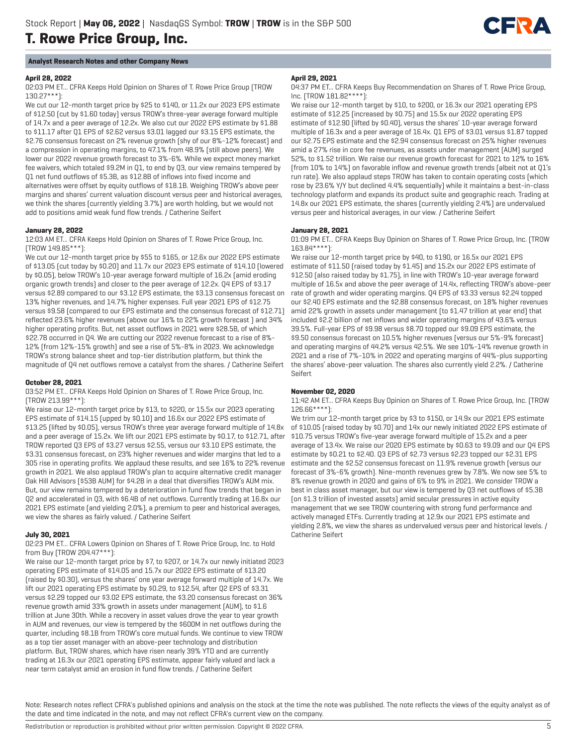## Analyst Research Notes and other Company News

**April 28, 2022**

02:03 PM ET... CFRA Keeps Hold Opinion on Shares of T. Rowe Price Group (TROW 130.27***):

We cut our 12-month target price by $25 to $140, or 11.2x our 2023 EPS estimate of $12.50 (cut by $1.60 today) versus TROW's three-year average forward multiple of 14.7x and a peer average of 12.2x. We also cut our 2022 EPS estimate by $1.88 to $11.17 after Q1 EPS of $2.62 versus $3.01 lagged our $3.15 EPS estimate, the $2.76 consensus forecast on 2% revenue growth (shy of our 8%-12% forecast) and a compression in operating margins, to 47.1% from 48.9% (still above peers). We lower our 2022 revenue growth forecast to 3%-6%. While we expect money market fee waivers, which totaled $9.2M in Q1, to end by Q3, our view remains tempered by Q1 net fund outflows of $5.3B, as $12.8B of inflows into fixed income and alternatives were offset by equity outflows of $18.1B. Weighing TROW's above peer margins and shares' current valuation discount versus peer and historical averages, we think the shares (currently yielding 3.7%) are worth holding, but we would not add to positions amid weak fund flow trends. / Catherine Seifert

**January 28, 2022**

12:03 AM ET... CFRA Keeps Hold Opinion on Shares of T. Rowe Price Group, Inc. (TROW 149.85***):

We cut our 12-month target price by $55 to $165, or 12.6x our 2022 EPS estimate of $13.05 (cut today by $0.20) and 11.7x our 2023 EPS estimate of $14.10 (lowered by $0.05), below TROW's 10-year average forward multiple of 16.2x (amid eroding organic growth trends) and closer to the peer average of 12.2x. Q4 EPS of $3.17 versus $2.89 compared to our $3.12 EPS estimate, the $3.13 consensus forecast on 13% higher revenues, and 14.7% higher expenses. Full year 2021 EPS of $12.75 versus $9.58 (compared to our EPS estimate and the consensus forecast of $12.71) reflected 23.6% higher revenues (above our 16% to 22% growth forecast ) and 34% higher operating profits. But, net asset outflows in 2021 were $28.5B, of which $22.7B occurred in Q4. We are cutting our 2022 revenue forecast to a rise of 8%-12% (from 12%-15% growth) and see a rise of 5%-8% in 2023. We acknowledge TROW's strong balance sheet and top-tier distribution platform, but think the magnitude of Q4 net outflows remove a catalyst from the shares. / Catherine Seifert

**October 28, 2021**

03:52 PM ET... CFRA Keeps Hold Opinion on Shares of T. Rowe Price Group, Inc. (TROW 213.99***):

We raise our 12-month target price by $13, to $220, or 15.5x our 2023 operating EPS estimate of $14.15 (upped by $0.10) and 16.6x our 2022 EPS estimate of $13.25 (lifted by $0.05), versus TROW's three year average forward multiple of 14.8x and a peer average of 15.2x. We lift our 2021 EPS estimate by $0.17, to $12.71, after TROW reported Q3 EPS of $3.27 versus $2.55, versus our $3.10 EPS estimate, the $3.31 consensus forecast, on 23% higher revenues and wider margins that led to a 305 rise in operating profits. We applaud these results, and see 16% to 22% revenue growth in 2021. We also applaud TROW's plan to acquire alternative credit manager Oak Hill Advisors ($53B AUM) for $4.2B in a deal that diversifies TROW's AUM mix. But, our view remains tempered by a deterioration in fund flow trends that began in Q2 and accelerated in Q3, with $6.4B of net outflows. Currently trading at 16.8x our 2021 EPS estimate (and yielding 2.0%), a premium to peer and historical averages, we view the shares as fairly valued. / Catherine Seifert

**July 30, 2021**

02:23 PM ET... CFRA Lowers Opinion on Shares of T. Rowe Price Group, Inc. to Hold from Buy (TROW 204.47***):

We raise our 12-month target price by $7, to $207, or 14.7x our newly initiated 2023 operating EPS estimate of $14.05 and 15.7x our 2022 EPS estimate of $13.20 (raised by $0.30), versus the shares' one year average forward multiple of 14.7x. We lift our 2021 operating EPS estimate by $0.29, to $12.54, after Q2 EPS of $3.31 versus $2.29 topped our $3.02 EPS estimate, the $3.20 consensus forecast on 36% revenue growth amid 33% growth in assets under management (AUM), to $1.6 trillion at June 30th. While a recovery in asset values drove the year to year growth in AUM and revenues, our view is tempered by the $600M in net outflows during the quarter, including $8.1B from TROW's core mutual funds. We continue to view TROW as a top tier asset manager with an above-peer technology and distribution platform. But, TROW shares, which have risen nearly 39% YTD and are currently trading at 16.3x our 2021 operating EPS estimate, appear fairly valued and lack a near term catalyst amid an erosion in fund flow trends. / Catherine Seifert

**April 29, 2021**

04:37 PM ET... CFRA Keeps Buy Recommendation on Shares of T. Rowe Price Group, Inc. (TROW 181.82****):

We raise our 12-month target by $10, to $200, or 16.3x our 2021 operating EPS estimate of $12.25 (increased by $0.75) and 15.5x our 2022 operating EPS estimate of $12.90 (lifted by $0.40), versus the shares' 10-year average forward multiple of 16.3x and a peer average of 16.4x. Q1 EPS of $3.01 versus $1.87 topped our $2.75 EPS estimate and the $2.94 consensus forecast on 25% higher revenues amid a 27% rise in core fee revenues, as assets under management (AUM) surged 52%, to $1.52 trillion. We raise our revenue growth forecast for 2021 to 12% to 16% (from 10% to 14%) on favorable inflow and revenue growth trends (albeit not at Q1's run rate). We also applaud steps TROW has taken to contain operating costs (which rose by 23.6% Y/Y but declined 4.4% sequentially) while it maintains a best-in-class technology platform and expands its product suite and geographic reach. Trading at 14.8x our 2021 EPS estimate, the shares (currently yielding 2.4%) are undervalued versus peer and historical averages, in our view. / Catherine Seifert

**January 28, 2021**

01:09 PM ET... CFRA Keeps Buy Opinion on Shares of T. Rowe Price Group, Inc. (TROW 163.84****):

We raise our 12-month target price by $40, to $190, or 16.5x our 2021 EPS estimate of $11.50 (raised today by $1.45) and 15.2x our 2022 EPS estimate of $12.50 (also raised today by $1.75), in line with TROW's 10-year average forward multiple of 16.5x and above the peer average of 14.4x, reflecting TROW's above-peer rate of growth and wider operating margins. Q4 EPS of $3.33 versus $2.24 topped our $2.40 EPS estimate and the $2.88 consensus forecast, on 18% higher revenues amid 22% growth in assets under management (to $1.47 trillion at year end) that included $2.2 billion of net inflows and wider operating margins of 43.6% versus 39.5%. Full-year EPS of $9.98 versus $8.70 topped our $9.09 EPS estimate, the $9.50 consensus forecast on 10.5% higher revenues (versus our 5%-9% forecast) and operating margins of 44.2% versus 42.5%. We see 10%-14% revenue growth in 2021 and a rise of 7%-10% in 2022 and operating margins of 44%-plus supporting the shares' above-peer valuation. The shares also currently yield 2.2%. / Catherine Seifert

**November 02, 2020**

11:42 AM ET... CFRA Keeps Buy Opinion on Shares of T. Rowe Price Group, Inc. (TROW 126.66****):

We trim our 12-month target price by $3 to $150, or 14.9x our 2021 EPS estimate of $10.05 (raised today by $0.70) and 14x our newly initiated 2022 EPS estimate of $10.75 versus TROW's five-year average forward multiple of 15.2x and a peer average of 13.4x. We raise our 2020 EPS estimate by $0.63 to $9.09 and our Q4 EPS estimate by $0.21 to $2.40. Q3 EPS of $2.73 versus $2.23 topped our $2.31 EPS estimate and the $2.52 consensus forecast on 11.9% revenue growth (versus our forecast of 3%-6% growth). Nine-month revenues grew by 7.8%. We now see 5% to 8% revenue growth in 2020 and gains of 6% to 9% in 2021. We consider TROW a best in class asset manager, but our view is tempered by Q3 net outflows of $5.3B (on $1.3 trillion of invested assets) amid secular pressures in active equity management that we see TROW countering with strong fund performance and actively managed ETFs. Currently trading at 12.9x our 2021 EPS estimate and yielding 2.8%, we view the shares as undervalued versus peer and historical levels. / Catherine Seifert

Note: Research notes reflect CFRA's published opinions and analysis on the stock at the time the note was published. The note reflects the views of the equity analyst as of the date and time indicated in the note, and may not reflect CFRA's current view on the company.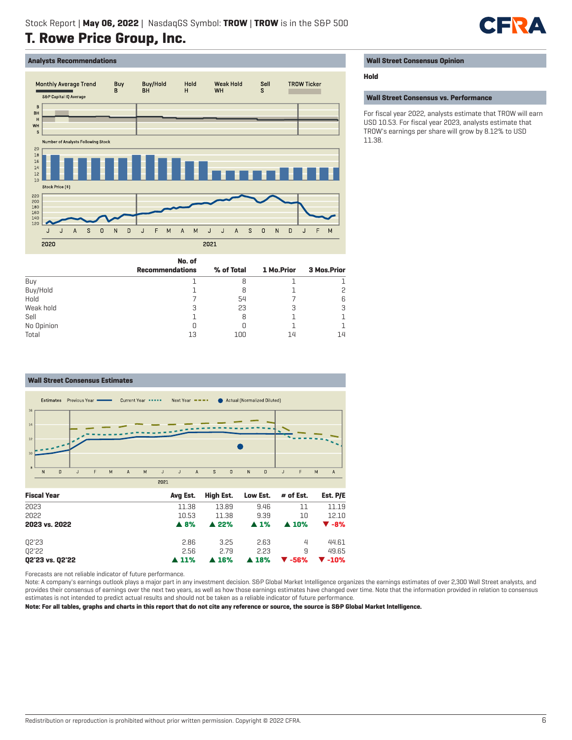# T. Rowe Price Group, Inc.

Stock Report | **May 06, 2022** | NasdaqGS Symbol: **TROW** | **TROW** is in the S&P 500

## Analysts Recommendations

| | No. of Recommendations | % of Total | 1 Mo.Prior | 3 Mos.Prior |
|---|---|---|---|---|
| Buy | 1 | 8 | 1 | 1 |
| Buy/Hold | 1 | 8 | 1 | 2 |
| Hold | 7 | 54 | 7 | 6 |
| Weak hold | 3 | 23 | 3 | 3 |
| Sell | 1 | 8 | 1 | 1 |
| No Opinion | 0 | 0 | 1 | 1 |
| Total | 13 | 100 | 14 | 14 |

## Wall Street Consensus Opinion

**Hold**

## Wall Street Consensus vs. Performance

For fiscal year 2022, analysts estimate that TROW will earn USD 10.53. For fiscal year 2023, analysts estimate that TROW's earnings per share will grow by 8.12% to USD 11.38.

## Wall Street Consensus Estimates

| Fiscal Year | Avg Est. | High Est. | Low Est. | # of Est. | Est. P/E |
|---|---|---|---|---|---|
| 2023 | 11.38 | 13.89 | 9.46 | 11 | 11.19 |
| 2022 | 10.53 | 11.38 | 9.39 | 10 | 12.10 |
| **2023 vs. 2022** | **▲ 8%** | **▲ 22%** | **▲ 1%** | **▲ 10%** | **▼ -8%** |
| | | | | | |
| Q2'23 | 2.86 | 3.25 | 2.63 | 4 | 44.61 |
| Q2'22 | 2.56 | 2.79 | 2.23 | 9 | 49.65 |
| **Q2'23 vs. Q2'22** | **▲ 11%** | **▲ 16%** | **▲ 18%** | **▼ -56%** | **▼ -10%** |

Forecasts are not reliable indicator of future performance.

Note: A company's earnings outlook plays a major part in any investment decision. S&P Global Market Intelligence organizes the earnings estimates of over 2,300 Wall Street analysts, and provides their consensus of earnings over the next two years, as well as how those earnings estimates have changed over time. Note that the information provided in relation to consensus estimates is not intended to predict actual results and should not be taken as a reliable indicator of future performance.

**Note: For all tables, graphs and charts in this report that do not cite any reference or source, the source is S&P Global Market Intelligence.**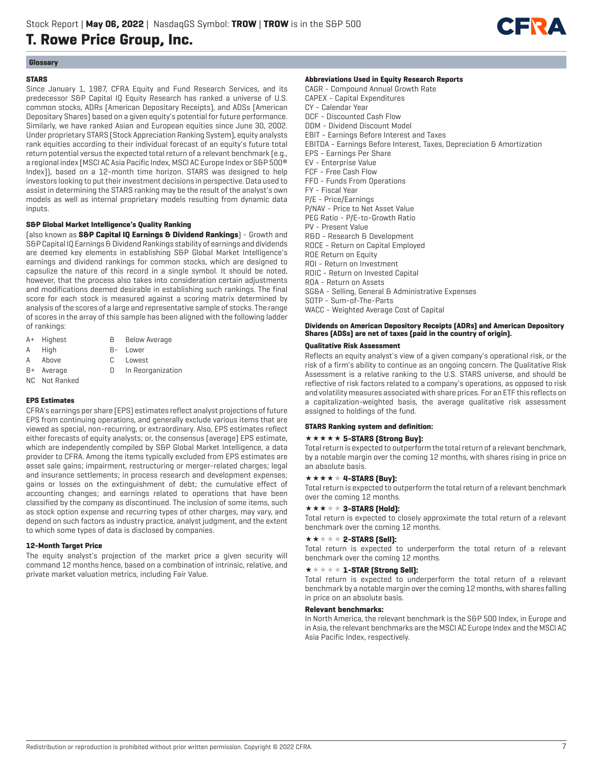## Glossary

### STARS

Since January 1, 1987, CFRA Equity and Fund Research Services, and its predecessor S&P Capital IQ Equity Research has ranked a universe of U.S. common stocks, ADRs (American Depositary Receipts), and ADSs (American Depositary Shares) based on a given equity's potential for future performance. Similarly, we have ranked Asian and European equities since June 30, 2002. Under proprietary STARS (Stock Appreciation Ranking System), equity analysts rank equities according to their individual forecast of an equity's future total return potential versus the expected total return of a relevant benchmark (e.g., a regional index (MSCI AC Asia Pacific Index, MSCI AC Europe Index or S&P 500® Index)), based on a 12-month time horizon. STARS was designed to help investors looking to put their investment decisions in perspective. Data used to assist in determining the STARS ranking may be the result of the analyst's own models as well as internal proprietary models resulting from dynamic data inputs.

### S&P Global Market Intelligence's Quality Ranking

(also known as **S&P Capital IQ Earnings & Dividend Rankings**) - Growth and S&P Capital IQ Earnings & Dividend Rankings stability of earnings and dividends are deemed key elements in establishing S&P Global Market Intelligence's earnings and dividend rankings for common stocks, which are designed to capsulize the nature of this record in a single symbol. It should be noted, however, that the process also takes into consideration certain adjustments and modifications deemed desirable in establishing such rankings. The final score for each stock is measured against a scoring matrix determined by analysis of the scores of a large and representative sample of stocks. The range of scores in the array of this sample has been aligned with the following ladder of rankings:

| | | | |
|---|---|---|---|
| A+ | Highest | B | Below Average |
| A | High | B- | Lower |
| A | Above | C | Lowest |
| B+ | Average | D | In Reorganization |
| NC | Not Ranked | | |

### EPS Estimates

CFRA's earnings per share (EPS) estimates reflect analyst projections of future EPS from continuing operations, and generally exclude various items that are viewed as special, non-recurring, or extraordinary. Also, EPS estimates reflect either forecasts of equity analysts; or, the consensus (average) EPS estimate, which are independently compiled by S&P Global Market Intelligence, a data provider to CFRA. Among the items typically excluded from EPS estimates are asset sale gains; impairment, restructuring or merger-related charges; legal and insurance settlements; in process research and development expenses; gains or losses on the extinguishment of debt; the cumulative effect of accounting changes; and earnings related to operations that have been classified by the company as discontinued. The inclusion of some items, such as stock option expense and recurring types of other charges, may vary, and depend on such factors as industry practice, analyst judgment, and the extent to which some types of data is disclosed by companies.

### 12-Month Target Price

The equity analyst's projection of the market price a given security will command 12 months hence, based on a combination of intrinsic, relative, and private market valuation metrics, including Fair Value.

### Abbreviations Used in Equity Research Reports

CAGR - Compound Annual Growth Rate
CAPEX - Capital Expenditures
CY - Calendar Year
DCF - Discounted Cash Flow
DDM - Dividend Discount Model
EBIT - Earnings Before Interest and Taxes
EBITDA - Earnings Before Interest, Taxes, Depreciation & Amortization
EPS - Earnings Per Share
EV - Enterprise Value
FCF - Free Cash Flow
FFO - Funds From Operations
FY - Fiscal Year
P/E - Price/Earnings
P/NAV - Price to Net Asset Value
PEG Ratio - P/E-to-Growth Ratio
PV - Present Value
R&D - Research & Development
ROCE - Return on Capital Employed
ROE Return on Equity
ROI - Return on Investment
ROIC - Return on Invested Capital
ROA - Return on Assets
SG&A - Selling, General & Administrative Expenses
SOTP - Sum-of-The-Parts
WACC - Weighted Average Cost of Capital

**Dividends on American Depository Receipts (ADRs) and American Depository Shares (ADSs) are net of taxes (paid in the country of origin).**

### Qualitative Risk Assessment

Reflects an equity analyst's view of a given company's operational risk, or the risk of a firm's ability to continue as an ongoing concern. The Qualitative Risk Assessment is a relative ranking to the U.S. STARS universe, and should be reflective of risk factors related to a company's operations, as opposed to risk and volatility measures associated with share prices. For an ETF this reflects on a capitalization-weighted basis, the average qualitative risk assessment assigned to holdings of the fund.

### STARS Ranking system and definition:

**★★★★★ 5-STARS (Strong Buy):**
Total return is expected to outperform the total return of a relevant benchmark, by a notable margin over the coming 12 months, with shares rising in price on an absolute basis.

**★★★★☆ 4-STARS (Buy):**
Total return is expected to outperform the total return of a relevant benchmark over the coming 12 months.

**★★★☆☆ 3-STARS (Hold):**
Total return is expected to closely approximate the total return of a relevant benchmark over the coming 12 months.

**★★☆☆☆ 2-STARS (Sell):**
Total return is expected to underperform the total return of a relevant benchmark over the coming 12 months.

**★☆☆☆☆ 1-STAR (Strong Sell):**
Total return is expected to underperform the total return of a relevant benchmark by a notable margin over the coming 12 months, with shares falling in price on an absolute basis.

### Relevant benchmarks:

In North America, the relevant benchmark is the S&P 500 Index, in Europe and in Asia, the relevant benchmarks are the MSCI AC Europe Index and the MSCI AC Asia Pacific Index, respectively.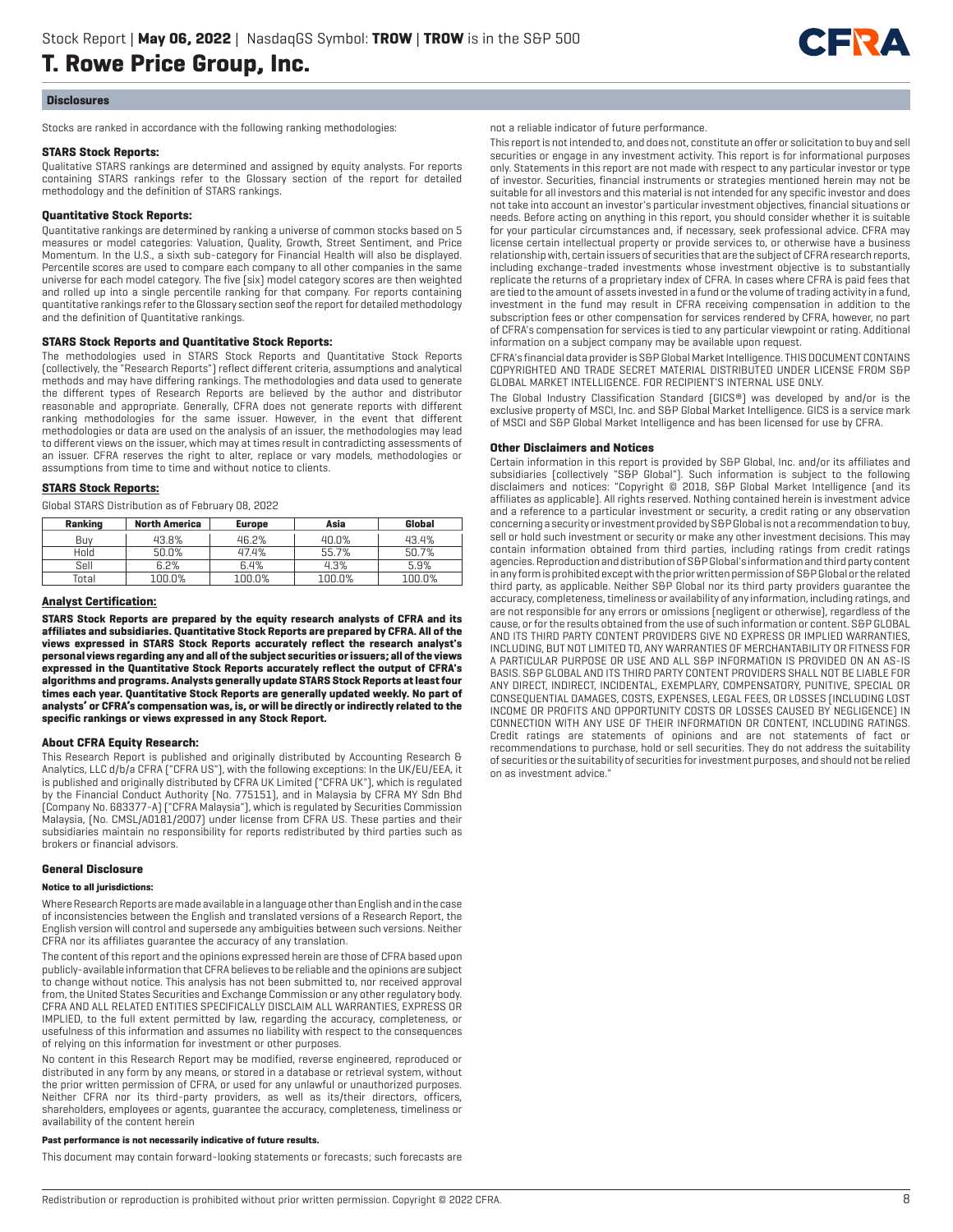## Disclosures

Stocks are ranked in accordance with the following ranking methodologies:

**STARS Stock Reports:**

Qualitative STARS rankings are determined and assigned by equity analysts. For reports containing STARS rankings refer to the Glossary section of the report for detailed methodology and the definition of STARS rankings.

**Quantitative Stock Reports:**

Quantitative rankings are determined by ranking a universe of common stocks based on 5 measures or model categories: Valuation, Quality, Growth, Street Sentiment, and Price Momentum. In the U.S., a sixth sub-category for Financial Health will also be displayed. Percentile scores are used to compare each company to all other companies in the same universe for each model category. The five (six) model category scores are then weighted and rolled up into a single percentile ranking for that company. For reports containing quantitative rankings refer to the Glossary section seof the report for detailed methodology and the definition of Quantitative rankings.

**STARS Stock Reports and Quantitative Stock Reports:**

The methodologies used in STARS Stock Reports and Quantitative Stock Reports (collectively, the "Research Reports") reflect different criteria, assumptions and analytical methods and may have differing rankings. The methodologies and data used to generate the different types of Research Reports are believed by the author and distributor reasonable and appropriate. Generally, CFRA does not generate reports with different ranking methodologies for the same issuer. However, in the event that different methodologies or data are used on the analysis of an issuer, the methodologies may lead to different views on the issuer, which may at times result in contradicting assessments of an issuer. CFRA reserves the right to alter, replace or vary models, methodologies or assumptions from time to time and without notice to clients.

**STARS Stock Reports:**

Global STARS Distribution as of February 08, 2022

| Ranking | North America | Europe | Asia | Global |
|---|---|---|---|---|
| Buy | 43.8% | 46.2% | 40.0% | 43.4% |
| Hold | 50.0% | 47.4% | 55.7% | 50.7% |
| Sell | 6.2% | 6.4% | 4.3% | 5.9% |
| Total | 100.0% | 100.0% | 100.0% | 100.0% |

**Analyst Certification:**

**STARS Stock Reports are prepared by the equity research analysts of CFRA and its affiliates and subsidiaries. Quantitative Stock Reports are prepared by CFRA. All of the views expressed in STARS Stock Reports accurately reflect the research analyst's personal views regarding any and all of the subject securities or issuers; all of the views expressed in the Quantitative Stock Reports accurately reflect the output of CFRA's algorithms and programs. Analysts generally update STARS Stock Reports at least four times each year. Quantitative Stock Reports are generally updated weekly. No part of analysts' or CFRA's compensation was, is, or will be directly or indirectly related to the specific rankings or views expressed in any Stock Report.**

**About CFRA Equity Research:**

This Research Report is published and originally distributed by Accounting Research & Analytics, LLC d/b/a CFRA ("CFRA US"), with the following exceptions: In the UK/EU/EEA, it is published and originally distributed by CFRA UK Limited ("CFRA UK"), which is regulated by the Financial Conduct Authority (No. 775151), and in Malaysia by CFRA MY Sdn Bhd (Company No. 683377-A) ("CFRA Malaysia"), which is regulated by Securities Commission Malaysia, (No. CMSL/A0181/2007) under license from CFRA US. These parties and their subsidiaries maintain no responsibility for reports redistributed by third parties such as brokers or financial advisors.

### General Disclosure

**Notice to all jurisdictions:**

Where Research Reports are made available in a language other than English and in the case of inconsistencies between the English and translated versions of a Research Report, the English version will control and supersede any ambiguities between such versions. Neither CFRA nor its affiliates guarantee the accuracy of any translation.

The content of this report and the opinions expressed herein are those of CFRA based upon publicly-available information that CFRA believes to be reliable and the opinions are subject to change without notice. This analysis has not been submitted to, nor received approval from, the United States Securities and Exchange Commission or any other regulatory body. CFRA AND ALL RELATED ENTITIES SPECIFICALLY DISCLAIM ALL WARRANTIES, EXPRESS OR IMPLIED, to the full extent permitted by law, regarding the accuracy, completeness, or usefulness of this information and assumes no liability with respect to the consequences of relying on this information for investment or other purposes.

No content in this Research Report may be modified, reverse engineered, reproduced or distributed in any form by any means, or stored in a database or retrieval system, without the prior written permission of CFRA, or used for any unlawful or unauthorized purposes. Neither CFRA nor its third-party providers, as well as its/their directors, officers, shareholders, employees or agents, guarantee the accuracy, completeness, timeliness or availability of the content herein

**Past performance is not necessarily indicative of future results.**

This document may contain forward-looking statements or forecasts; such forecasts are not a reliable indicator of future performance.

This report is not intended to, and does not, constitute an offer or solicitation to buy and sell securities or engage in any investment activity. This report is for informational purposes only. Statements in this report are not made with respect to any particular investor or type of investor. Securities, financial instruments or strategies mentioned herein may not be suitable for all investors and this material is not intended for any specific investor and does not take into account an investor's particular investment objectives, financial situations or needs. Before acting on anything in this report, you should consider whether it is suitable for your particular circumstances and, if necessary, seek professional advice. CFRA may license certain intellectual property or provide services to, or otherwise have a business relationship with, certain issuers of securities that are the subject of CFRA research reports, including exchange-traded investments whose investment objective is to substantially replicate the returns of a proprietary index of CFRA. In cases where CFRA is paid fees that are tied to the amount of assets invested in a fund or the volume of trading activity in a fund, investment in the fund may result in CFRA receiving compensation in addition to the subscription fees or other compensation for services rendered by CFRA, however, no part of CFRA's compensation for services is tied to any particular viewpoint or rating. Additional information on a subject company may be available upon request.

CFRA's financial data provider is S&P Global Market Intelligence. THIS DOCUMENT CONTAINS COPYRIGHTED AND TRADE SECRET MATERIAL DISTRIBUTED UNDER LICENSE FROM S&P GLOBAL MARKET INTELLIGENCE. FOR RECIPIENT'S INTERNAL USE ONLY.

The Global Industry Classification Standard (GICS®) was developed by and/or is the exclusive property of MSCI, Inc. and S&P Global Market Intelligence. GICS is a service mark of MSCI and S&P Global Market Intelligence and has been licensed for use by CFRA.

### Other Disclaimers and Notices

Certain information in this report is provided by S&P Global, Inc. and/or its affiliates and subsidiaries (collectively "S&P Global"). Such information is subject to the following disclaimers and notices: "Copyright © 2018, S&P Global Market Intelligence (and its affiliates as applicable). All rights reserved. Nothing contained herein is investment advice and a reference to a particular investment or security, a credit rating or any observation concerning a security or investment provided by S&P Global is not a recommendation to buy, sell or hold such investment or security or make any other investment decisions. This may contain information obtained from third parties, including ratings from credit ratings agencies. Reproduction and distribution of S&P Global's information and third party content in any form is prohibited except with the prior written permission of S&P Global or the related third party, as applicable. Neither S&P Global nor its third party providers guarantee the accuracy, completeness, timeliness or availability of any information, including ratings, and are not responsible for any errors or omissions (negligent or otherwise), regardless of the cause, or for the results obtained from the use of such information or content. S&P GLOBAL AND ITS THIRD PARTY CONTENT PROVIDERS GIVE NO EXPRESS OR IMPLIED WARRANTIES, INCLUDING, BUT NOT LIMITED TO, ANY WARRANTIES OF MERCHANTABILITY OR FITNESS FOR A PARTICULAR PURPOSE OR USE AND ALL S&P INFORMATION IS PROVIDED ON AN AS-IS BASIS. S&P GLOBAL AND ITS THIRD PARTY CONTENT PROVIDERS SHALL NOT BE LIABLE FOR ANY DIRECT, INDIRECT, INCIDENTAL, EXEMPLARY, COMPENSATORY, PUNITIVE, SPECIAL OR CONSEQUENTIAL DAMAGES, COSTS, EXPENSES, LEGAL FEES, OR LOSSES (INCLUDING LOST INCOME OR PROFITS AND OPPORTUNITY COSTS OR LOSSES CAUSED BY NEGLIGENCE) IN CONNECTION WITH ANY USE OF THEIR INFORMATION OR CONTENT, INCLUDING RATINGS. Credit ratings are statements of opinions and are not statements of fact or recommendations to purchase, hold or sell securities. They do not address the suitability of securities or the suitability of securities for investment purposes, and should not be relied on as investment advice."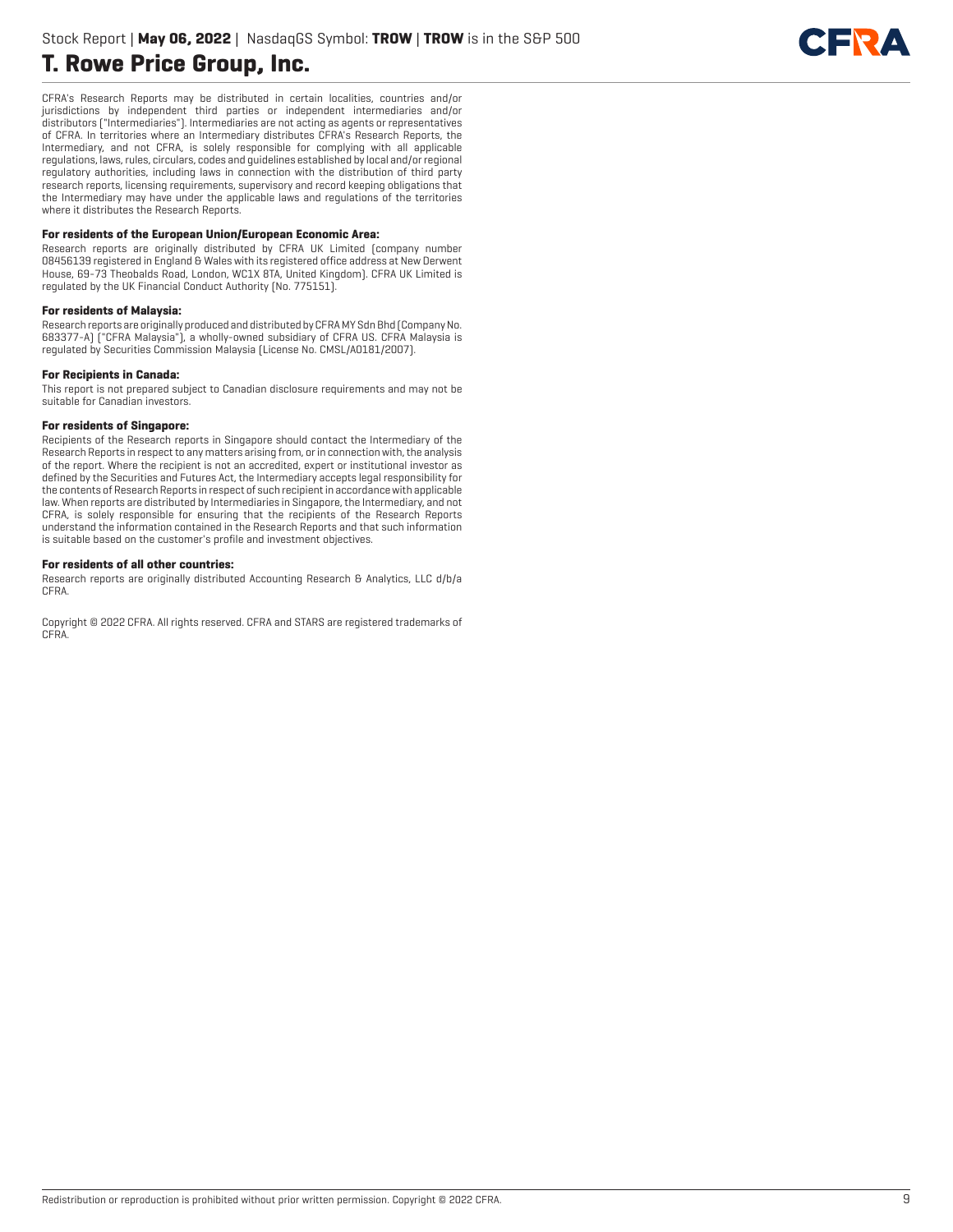CFRA's Research Reports may be distributed in certain localities, countries and/or jurisdictions by independent third parties or independent intermediaries and/or distributors ("Intermediaries"). Intermediaries are not acting as agents or representatives of CFRA. In territories where an Intermediary distributes CFRA's Research Reports, the Intermediary, and not CFRA, is solely responsible for complying with all applicable regulations, laws, rules, circulars, codes and guidelines established by local and/or regional regulatory authorities, including laws in connection with the distribution of third party research reports, licensing requirements, supervisory and record keeping obligations that the Intermediary may have under the applicable laws and regulations of the territories where it distributes the Research Reports.

**For residents of the European Union/European Economic Area:**

Research reports are originally distributed by CFRA UK Limited (company number 08456139 registered in England & Wales with its registered office address at New Derwent House, 69-73 Theobalds Road, London, WC1X 8TA, United Kingdom). CFRA UK Limited is regulated by the UK Financial Conduct Authority (No. 775151).

**For residents of Malaysia:**

Research reports are originally produced and distributed by CFRA MY Sdn Bhd (Company No. 683377-A) ("CFRA Malaysia"), a wholly-owned subsidiary of CFRA US. CFRA Malaysia is regulated by Securities Commission Malaysia (License No. CMSL/A0181/2007).

**For Recipients in Canada:**

This report is not prepared subject to Canadian disclosure requirements and may not be suitable for Canadian investors.

**For residents of Singapore:**

Recipients of the Research reports in Singapore should contact the Intermediary of the Research Reports in respect to any matters arising from, or in connection with, the analysis of the report. Where the recipient is not an accredited, expert or institutional investor as defined by the Securities and Futures Act, the Intermediary accepts legal responsibility for the contents of Research Reports in respect of such recipient in accordance with applicable law. When reports are distributed by Intermediaries in Singapore, the Intermediary, and not CFRA, is solely responsible for ensuring that the recipients of the Research Reports understand the information contained in the Research Reports and that such information is suitable based on the customer's profile and investment objectives.

**For residents of all other countries:**

Research reports are originally distributed Accounting Research & Analytics, LLC d/b/a CFRA.

Copyright © 2022 CFRA. All rights reserved. CFRA and STARS are registered trademarks of CFRA.